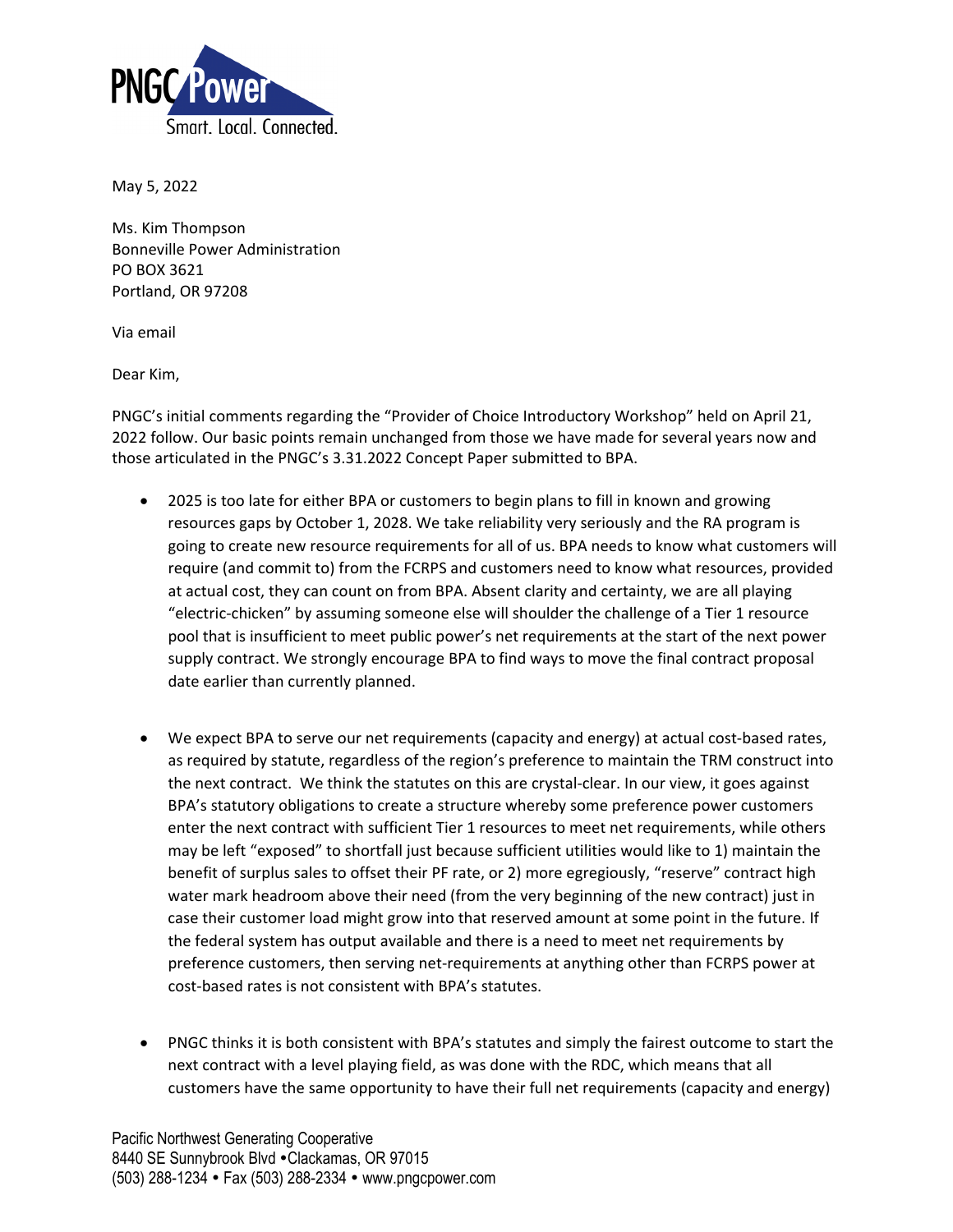PNGC Power

Smart. Local. Connected.

May 5, 2022

Ms. Kim Thompson
Bonneville Power Administration
PO BOX 3621
Portland, OR 97208

Via email

Dear Kim,

PNGC's initial comments regarding the "Provider of Choice Introductory Workshop" held on April 21, 2022 follow. Our basic points remain unchanged from those we have made for several years now and those articulated in the PNGC's 3.31.2022 Concept Paper submitted to BPA.

- 2025 is too late for either BPA or customers to begin plans to fill in known and growing resources gaps by October 1, 2028. We take reliability very seriously and the RA program is going to create new resource requirements for all of us. BPA needs to know what customers will require (and commit to) from the FCRPS and customers need to know what resources, provided at actual cost, they can count on from BPA. Absent clarity and certainty, we are all playing "electric-chicken" by assuming someone else will shoulder the challenge of a Tier 1 resource pool that is insufficient to meet public power's net requirements at the start of the next power supply contract. We strongly encourage BPA to find ways to move the final contract proposal date earlier than currently planned.

- We expect BPA to serve our net requirements (capacity and energy) at actual cost-based rates, as required by statute, regardless of the region's preference to maintain the TRM construct into the next contract. We think the statutes on this are crystal-clear. In our view, it goes against BPA's statutory obligations to create a structure whereby some preference power customers enter the next contract with sufficient Tier 1 resources to meet net requirements, while others may be left "exposed" to shortfall just because sufficient utilities would like to 1) maintain the benefit of surplus sales to offset their PF rate, or 2) more egregiously, "reserve" contract high water mark headroom above their need (from the very beginning of the new contract) just in case their customer load might grow into that reserved amount at some point in the future. If the federal system has output available and there is a need to meet net requirements by preference customers, then serving net-requirements at anything other than FCRPS power at cost-based rates is not consistent with BPA's statutes.

- PNGC thinks it is both consistent with BPA's statutes and simply the fairest outcome to start the next contract with a level playing field, as was done with the RDC, which means that all customers have the same opportunity to have their full net requirements (capacity and energy)

Pacific Northwest Generating Cooperative
8440 SE Sunnybrook Blvd • Clackamas, OR 97015
(503) 288-1234 • Fax (503) 288-2334 • www.pngcpower.com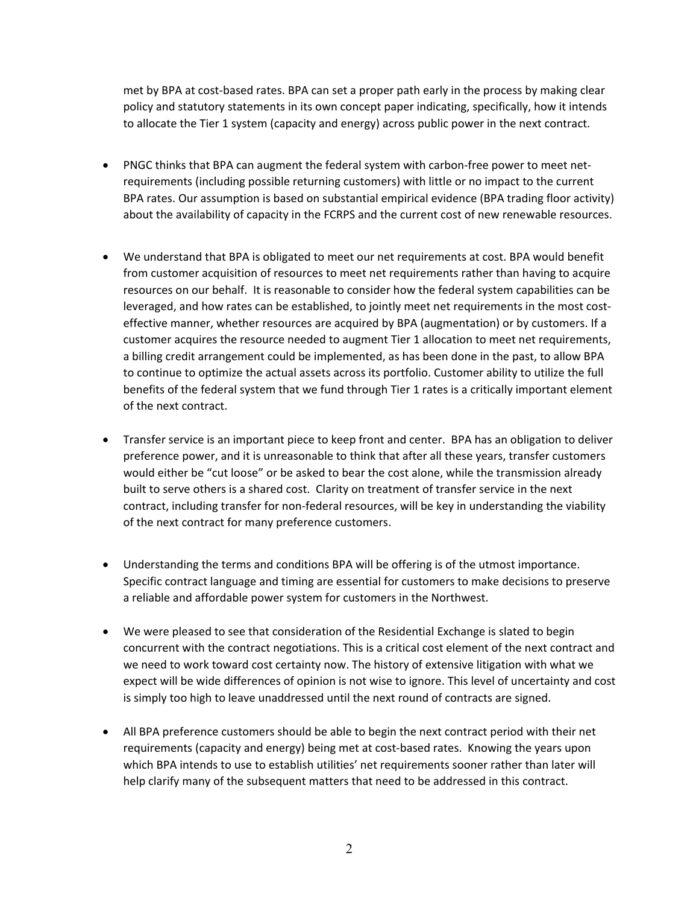met by BPA at cost-based rates. BPA can set a proper path early in the process by making clear policy and statutory statements in its own concept paper indicating, specifically, how it intends to allocate the Tier 1 system (capacity and energy) across public power in the next contract.

- PNGC thinks that BPA can augment the federal system with carbon-free power to meet net-requirements (including possible returning customers) with little or no impact to the current BPA rates. Our assumption is based on substantial empirical evidence (BPA trading floor activity) about the availability of capacity in the FCRPS and the current cost of new renewable resources.

- We understand that BPA is obligated to meet our net requirements at cost. BPA would benefit from customer acquisition of resources to meet net requirements rather than having to acquire resources on our behalf. It is reasonable to consider how the federal system capabilities can be leveraged, and how rates can be established, to jointly meet net requirements in the most cost-effective manner, whether resources are acquired by BPA (augmentation) or by customers. If a customer acquires the resource needed to augment Tier 1 allocation to meet net requirements, a billing credit arrangement could be implemented, as has been done in the past, to allow BPA to continue to optimize the actual assets across its portfolio. Customer ability to utilize the full benefits of the federal system that we fund through Tier 1 rates is a critically important element of the next contract.

- Transfer service is an important piece to keep front and center. BPA has an obligation to deliver preference power, and it is unreasonable to think that after all these years, transfer customers would either be "cut loose" or be asked to bear the cost alone, while the transmission already built to serve others is a shared cost. Clarity on treatment of transfer service in the next contract, including transfer for non-federal resources, will be key in understanding the viability of the next contract for many preference customers.

- Understanding the terms and conditions BPA will be offering is of the utmost importance. Specific contract language and timing are essential for customers to make decisions to preserve a reliable and affordable power system for customers in the Northwest.

- We were pleased to see that consideration of the Residential Exchange is slated to begin concurrent with the contract negotiations. This is a critical cost element of the next contract and we need to work toward cost certainty now. The history of extensive litigation with what we expect will be wide differences of opinion is not wise to ignore. This level of uncertainty and cost is simply too high to leave unaddressed until the next round of contracts are signed.

- All BPA preference customers should be able to begin the next contract period with their net requirements (capacity and energy) being met at cost-based rates. Knowing the years upon which BPA intends to use to establish utilities' net requirements sooner rather than later will help clarify many of the subsequent matters that need to be addressed in this contract.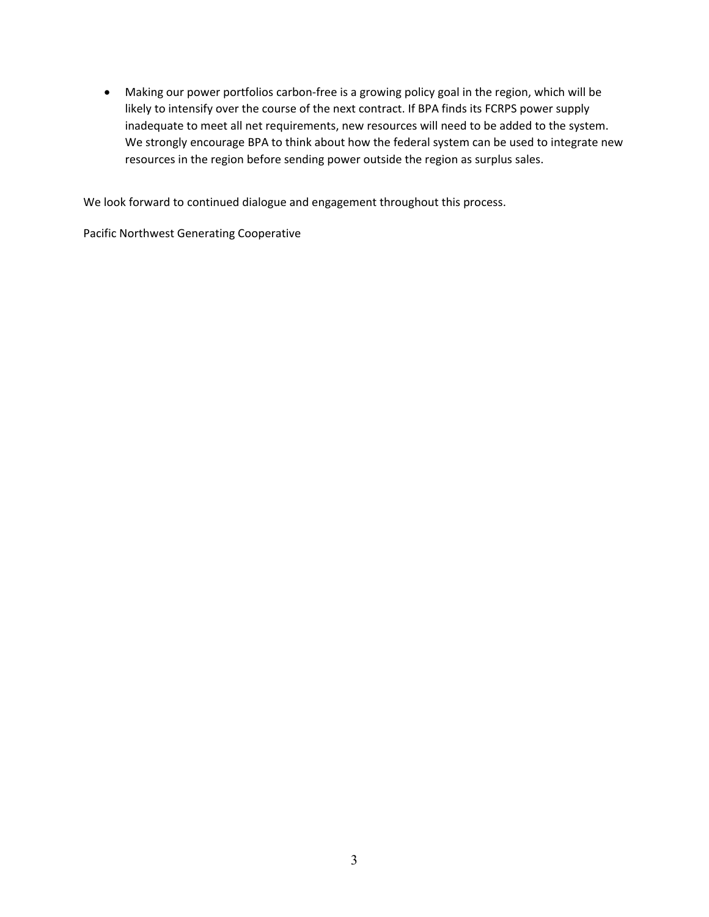- Making our power portfolios carbon-free is a growing policy goal in the region, which will be likely to intensify over the course of the next contract. If BPA finds its FCRPS power supply inadequate to meet all net requirements, new resources will need to be added to the system. We strongly encourage BPA to think about how the federal system can be used to integrate new resources in the region before sending power outside the region as surplus sales.

We look forward to continued dialogue and engagement throughout this process.

Pacific Northwest Generating Cooperative